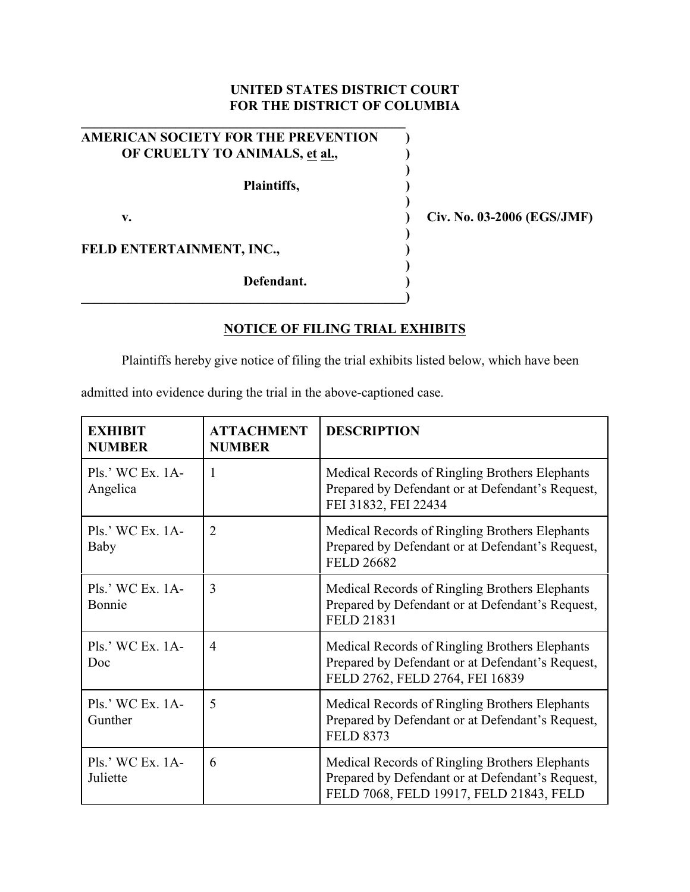**UNITED STATES DISTRICT COURT**
**FOR THE DISTRICT OF COLUMBIA**

**AMERICAN SOCIETY FOR THE PREVENTION OF CRUELTY TO ANIMALS, et al.,**

**Plaintiffs,**

**v.**

**FELD ENTERTAINMENT, INC.,**

**Defendant.**

**Civ. No. 03-2006 (EGS/JMF)**

## NOTICE OF FILING TRIAL EXHIBITS

Plaintiffs hereby give notice of filing the trial exhibits listed below, which have been admitted into evidence during the trial in the above-captioned case.

| EXHIBIT NUMBER | ATTACHMENT NUMBER | DESCRIPTION |
|---|---|---|
| Pls.' WC Ex. 1A-Angelica | 1 | Medical Records of Ringling Brothers Elephants Prepared by Defendant or at Defendant's Request, FEI 31832, FEI 22434 |
| Pls.' WC Ex. 1A-Baby | 2 | Medical Records of Ringling Brothers Elephants Prepared by Defendant or at Defendant's Request, FELD 26682 |
| Pls.' WC Ex. 1A-Bonnie | 3 | Medical Records of Ringling Brothers Elephants Prepared by Defendant or at Defendant's Request, FELD 21831 |
| Pls.' WC Ex. 1A-Doc | 4 | Medical Records of Ringling Brothers Elephants Prepared by Defendant or at Defendant's Request, FELD 2762, FELD 2764, FEI 16839 |
| Pls.' WC Ex. 1A-Gunther | 5 | Medical Records of Ringling Brothers Elephants Prepared by Defendant or at Defendant's Request, FELD 8373 |
| Pls.' WC Ex. 1A-Juliette | 6 | Medical Records of Ringling Brothers Elephants Prepared by Defendant or at Defendant's Request, FELD 7068, FELD 19917, FELD 21843, FELD |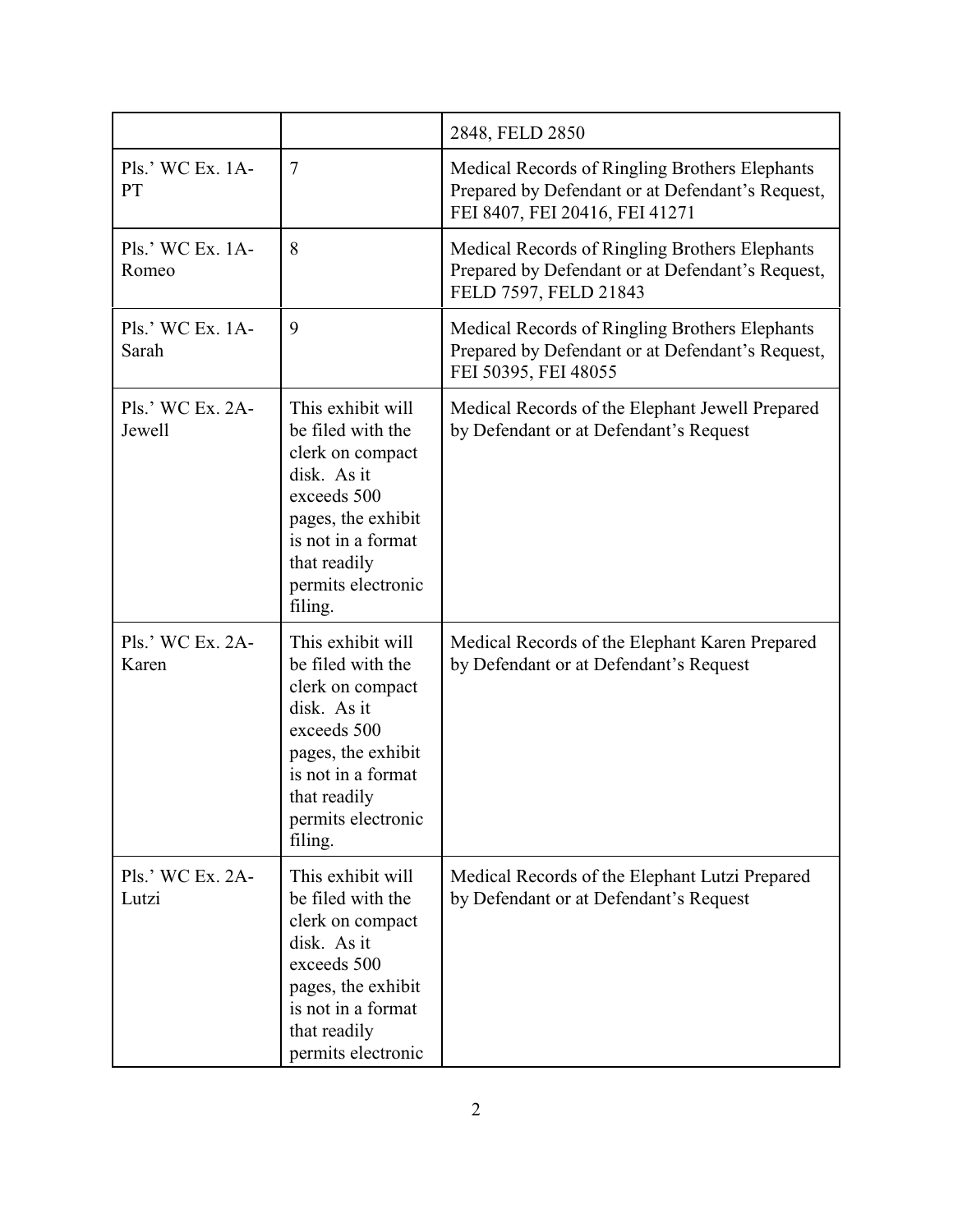| | | 2848, FELD 2850 |
|---|---|---|
| Pls.' WC Ex. 1A-PT | 7 | Medical Records of Ringling Brothers Elephants Prepared by Defendant or at Defendant's Request, FEI 8407, FEI 20416, FEI 41271 |
| Pls.' WC Ex. 1A-Romeo | 8 | Medical Records of Ringling Brothers Elephants Prepared by Defendant or at Defendant's Request, FELD 7597, FELD 21843 |
| Pls.' WC Ex. 1A-Sarah | 9 | Medical Records of Ringling Brothers Elephants Prepared by Defendant or at Defendant's Request, FEI 50395, FEI 48055 |
| Pls.' WC Ex. 2A-Jewell | This exhibit will be filed with the clerk on compact disk. As it exceeds 500 pages, the exhibit is not in a format that readily permits electronic filing. | Medical Records of the Elephant Jewell Prepared by Defendant or at Defendant's Request |
| Pls.' WC Ex. 2A-Karen | This exhibit will be filed with the clerk on compact disk. As it exceeds 500 pages, the exhibit is not in a format that readily permits electronic filing. | Medical Records of the Elephant Karen Prepared by Defendant or at Defendant's Request |
| Pls.' WC Ex. 2A-Lutzi | This exhibit will be filed with the clerk on compact disk. As it exceeds 500 pages, the exhibit is not in a format that readily permits electronic | Medical Records of the Elephant Lutzi Prepared by Defendant or at Defendant's Request |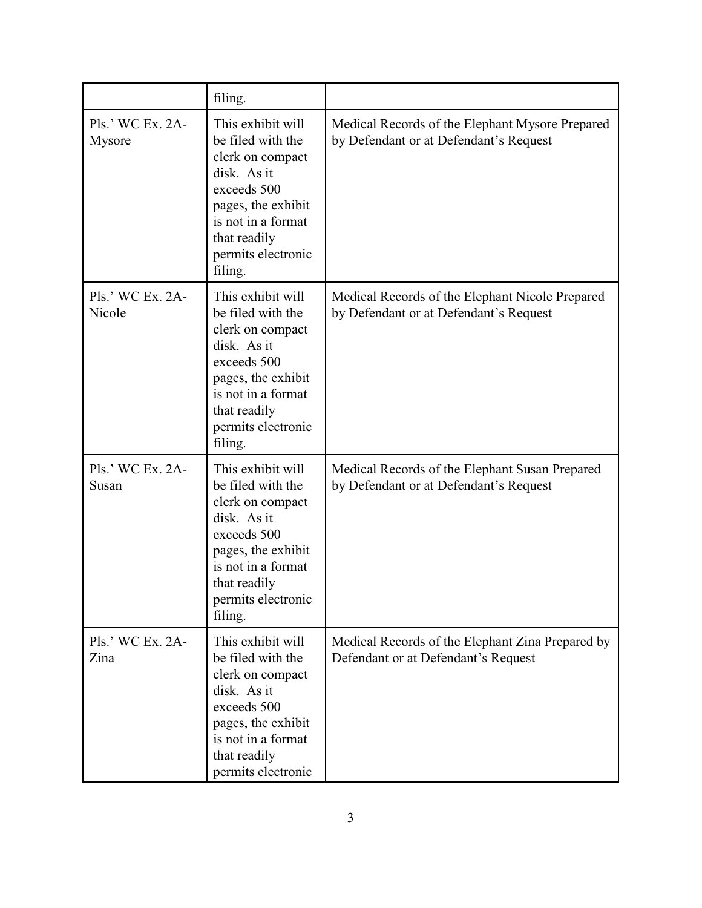| | | |
|---|---|---|
| | filing. | |
| Pls.' WC Ex. 2A-Mysore | This exhibit will be filed with the clerk on compact disk. As it exceeds 500 pages, the exhibit is not in a format that readily permits electronic filing. | Medical Records of the Elephant Mysore Prepared by Defendant or at Defendant's Request |
| Pls.' WC Ex. 2A-Nicole | This exhibit will be filed with the clerk on compact disk. As it exceeds 500 pages, the exhibit is not in a format that readily permits electronic filing. | Medical Records of the Elephant Nicole Prepared by Defendant or at Defendant's Request |
| Pls.' WC Ex. 2A-Susan | This exhibit will be filed with the clerk on compact disk. As it exceeds 500 pages, the exhibit is not in a format that readily permits electronic filing. | Medical Records of the Elephant Susan Prepared by Defendant or at Defendant's Request |
| Pls.' WC Ex. 2A-Zina | This exhibit will be filed with the clerk on compact disk. As it exceeds 500 pages, the exhibit is not in a format that readily permits electronic | Medical Records of the Elephant Zina Prepared by Defendant or at Defendant's Request |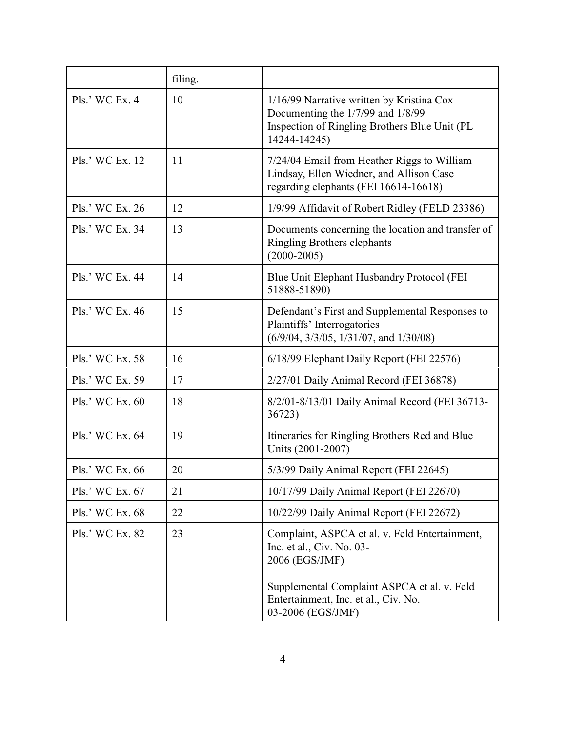| | | |
|---|---|---|
| | filing. | |
| Pls.' WC Ex. 4 | 10 | 1/16/99 Narrative written by Kristina Cox Documenting the 1/7/99 and 1/8/99 Inspection of Ringling Brothers Blue Unit (PL 14244-14245) |
| Pls.' WC Ex. 12 | 11 | 7/24/04 Email from Heather Riggs to William Lindsay, Ellen Wiedner, and Allison Case regarding elephants (FEI 16614-16618) |
| Pls.' WC Ex. 26 | 12 | 1/9/99 Affidavit of Robert Ridley (FELD 23386) |
| Pls.' WC Ex. 34 | 13 | Documents concerning the location and transfer of Ringling Brothers elephants (2000-2005) |
| Pls.' WC Ex. 44 | 14 | Blue Unit Elephant Husbandry Protocol (FEI 51888-51890) |
| Pls.' WC Ex. 46 | 15 | Defendant's First and Supplemental Responses to Plaintiffs' Interrogatories (6/9/04, 3/3/05, 1/31/07, and 1/30/08) |
| Pls.' WC Ex. 58 | 16 | 6/18/99 Elephant Daily Report (FEI 22576) |
| Pls.' WC Ex. 59 | 17 | 2/27/01 Daily Animal Record (FEI 36878) |
| Pls.' WC Ex. 60 | 18 | 8/2/01-8/13/01 Daily Animal Record (FEI 36713-36723) |
| Pls.' WC Ex. 64 | 19 | Itineraries for Ringling Brothers Red and Blue Units (2001-2007) |
| Pls.' WC Ex. 66 | 20 | 5/3/99 Daily Animal Report (FEI 22645) |
| Pls.' WC Ex. 67 | 21 | 10/17/99 Daily Animal Report (FEI 22670) |
| Pls.' WC Ex. 68 | 22 | 10/22/99 Daily Animal Report (FEI 22672) |
| Pls.' WC Ex. 82 | 23 | Complaint, ASPCA et al. v. Feld Entertainment, Inc. et al., Civ. No. 03-2006 (EGS/JMF)<br><br>Supplemental Complaint ASPCA et al. v. Feld Entertainment, Inc. et al., Civ. No. 03-2006 (EGS/JMF) |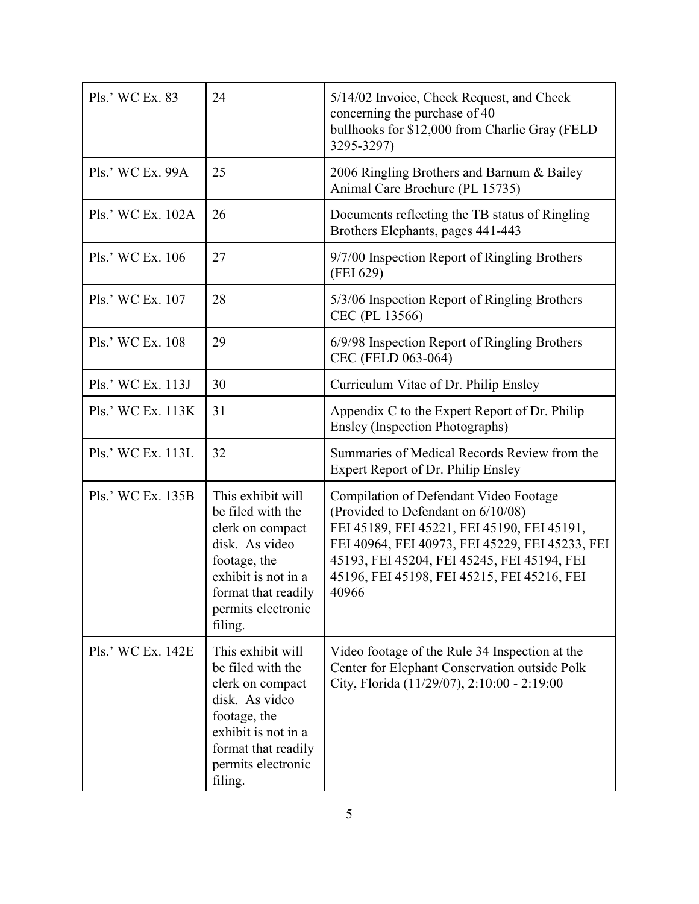| | | |
|---|---|---|
| Pls.' WC Ex. 83 | 24 | 5/14/02 Invoice, Check Request, and Check concerning the purchase of 40 bullhooks for $12,000 from Charlie Gray (FELD 3295-3297) |
| Pls.' WC Ex. 99A | 25 | 2006 Ringling Brothers and Barnum & Bailey Animal Care Brochure (PL 15735) |
| Pls.' WC Ex. 102A | 26 | Documents reflecting the TB status of Ringling Brothers Elephants, pages 441-443 |
| Pls.' WC Ex. 106 | 27 | 9/7/00 Inspection Report of Ringling Brothers (FEI 629) |
| Pls.' WC Ex. 107 | 28 | 5/3/06 Inspection Report of Ringling Brothers CEC (PL 13566) |
| Pls.' WC Ex. 108 | 29 | 6/9/98 Inspection Report of Ringling Brothers CEC (FELD 063-064) |
| Pls.' WC Ex. 113J | 30 | Curriculum Vitae of Dr. Philip Ensley |
| Pls.' WC Ex. 113K | 31 | Appendix C to the Expert Report of Dr. Philip Ensley (Inspection Photographs) |
| Pls.' WC Ex. 113L | 32 | Summaries of Medical Records Review from the Expert Report of Dr. Philip Ensley |
| Pls.' WC Ex. 135B | This exhibit will be filed with the clerk on compact disk. As video footage, the exhibit is not in a format that readily permits electronic filing. | Compilation of Defendant Video Footage (Provided to Defendant on 6/10/08) FEI 45189, FEI 45221, FEI 45190, FEI 45191, FEI 40964, FEI 40973, FEI 45229, FEI 45233, FEI 45193, FEI 45204, FEI 45245, FEI 45194, FEI 45196, FEI 45198, FEI 45215, FEI 45216, FEI 40966 |
| Pls.' WC Ex. 142E | This exhibit will be filed with the clerk on compact disk. As video footage, the exhibit is not in a format that readily permits electronic filing. | Video footage of the Rule 34 Inspection at the Center for Elephant Conservation outside Polk City, Florida (11/29/07), 2:10:00 - 2:19:00 |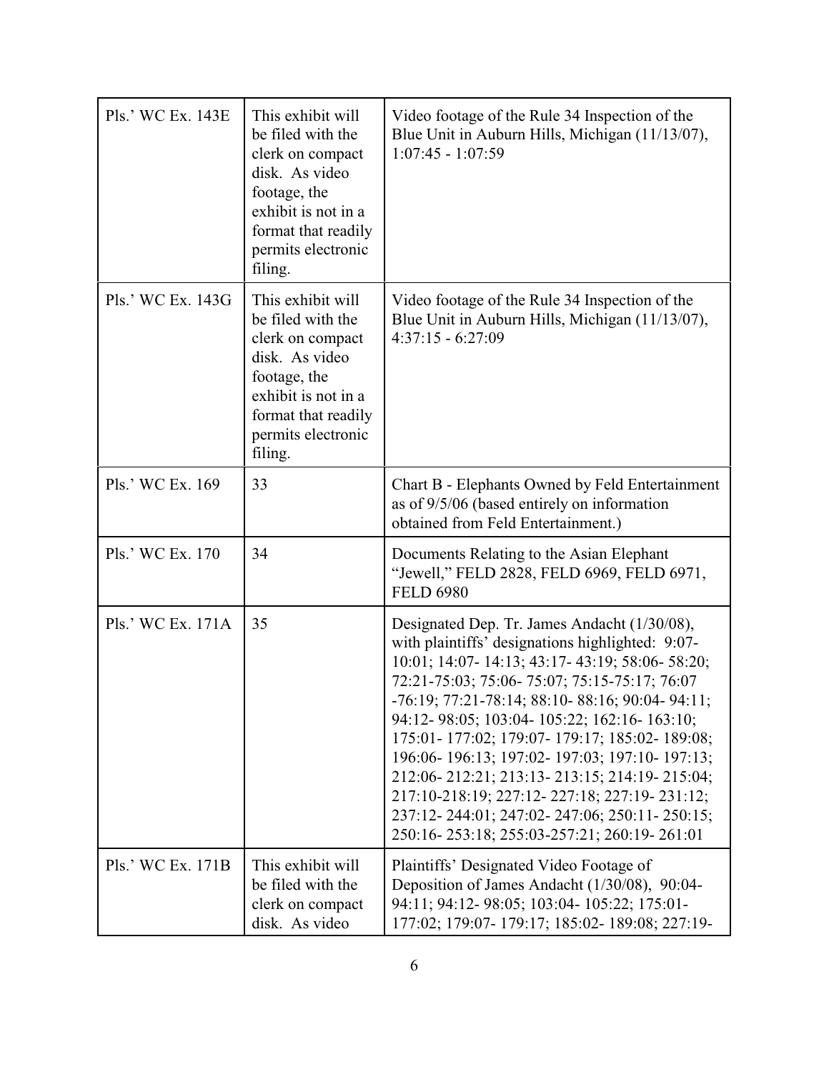| Pls.' WC Ex. 143E | This exhibit will be filed with the clerk on compact disk. As video footage, the exhibit is not in a format that readily permits electronic filing. | Video footage of the Rule 34 Inspection of the Blue Unit in Auburn Hills, Michigan (11/13/07), 1:07:45 - 1:07:59 |
|---|---|---|
| Pls.' WC Ex. 143G | This exhibit will be filed with the clerk on compact disk. As video footage, the exhibit is not in a format that readily permits electronic filing. | Video footage of the Rule 34 Inspection of the Blue Unit in Auburn Hills, Michigan (11/13/07), 4:37:15 - 6:27:09 |
| Pls.' WC Ex. 169 | 33 | Chart B - Elephants Owned by Feld Entertainment as of 9/5/06 (based entirely on information obtained from Feld Entertainment.) |
| Pls.' WC Ex. 170 | 34 | Documents Relating to the Asian Elephant "Jewell," FELD 2828, FELD 6969, FELD 6971, FELD 6980 |
| Pls.' WC Ex. 171A | 35 | Designated Dep. Tr. James Andacht (1/30/08), with plaintiffs' designations highlighted: 9:07-10:01; 14:07- 14:13; 43:17- 43:19; 58:06- 58:20; 72:21-75:03; 75:06- 75:07; 75:15-75:17; 76:07 -76:19; 77:21-78:14; 88:10- 88:16; 90:04- 94:11; 94:12- 98:05; 103:04- 105:22; 162:16- 163:10; 175:01- 177:02; 179:07- 179:17; 185:02- 189:08; 196:06- 196:13; 197:02- 197:03; 197:10- 197:13; 212:06- 212:21; 213:13- 213:15; 214:19- 215:04; 217:10-218:19; 227:12- 227:18; 227:19- 231:12; 237:12- 244:01; 247:02- 247:06; 250:11- 250:15; 250:16- 253:18; 255:03-257:21; 260:19- 261:01 |
| Pls.' WC Ex. 171B | This exhibit will be filed with the clerk on compact disk. As video | Plaintiffs' Designated Video Footage of Deposition of James Andacht (1/30/08), 90:04-94:11; 94:12- 98:05; 103:04- 105:22; 175:01-177:02; 179:07- 179:17; 185:02- 189:08; 227:19- |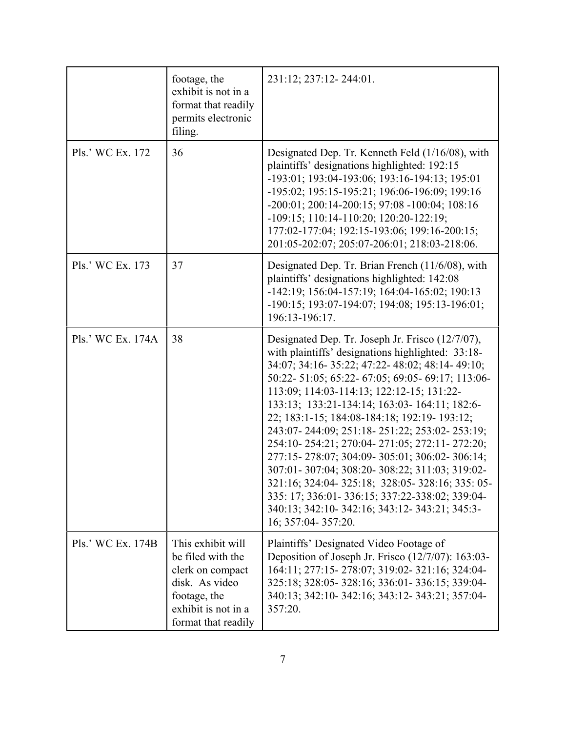| | footage, the exhibit is not in a format that readily permits electronic filing. | 231:12; 237:12- 244:01. |
|---|---|---|
| Pls.' WC Ex. 172 | 36 | Designated Dep. Tr. Kenneth Feld (1/16/08), with plaintiffs' designations highlighted: 192:15 -193:01; 193:04-193:06; 193:16-194:13; 195:01 -195:02; 195:15-195:21; 196:06-196:09; 199:16 -200:01; 200:14-200:15; 97:08 -100:04; 108:16 -109:15; 110:14-110:20; 120:20-122:19; 177:02-177:04; 192:15-193:06; 199:16-200:15; 201:05-202:07; 205:07-206:01; 218:03-218:06. |
| Pls.' WC Ex. 173 | 37 | Designated Dep. Tr. Brian French (11/6/08), with plaintiffs' designations highlighted: 142:08 -142:19; 156:04-157:19; 164:04-165:02; 190:13 -190:15; 193:07-194:07; 194:08; 195:13-196:01; 196:13-196:17. |
| Pls.' WC Ex. 174A | 38 | Designated Dep. Tr. Joseph Jr. Frisco (12/7/07), with plaintiffs' designations highlighted: 33:18- 34:07; 34:16- 35:22; 47:22- 48:02; 48:14- 49:10; 50:22- 51:05; 65:22- 67:05; 69:05- 69:17; 113:06- 113:09; 114:03-114:13; 122:12-15; 131:22- 133:13; 133:21-134:14; 163:03- 164:11; 182:6- 22; 183:1-15; 184:08-184:18; 192:19- 193:12; 243:07- 244:09; 251:18- 251:22; 253:02- 253:19; 254:10- 254:21; 270:04- 271:05; 272:11- 272:20; 277:15- 278:07; 304:09- 305:01; 306:02- 306:14; 307:01- 307:04; 308:20- 308:22; 311:03; 319:02- 321:16; 324:04- 325:18; 328:05- 328:16; 335: 05- 335: 17; 336:01- 336:15; 337:22-338:02; 339:04- 340:13; 342:10- 342:16; 343:12- 343:21; 345:3- 16; 357:04- 357:20. |
| Pls.' WC Ex. 174B | This exhibit will be filed with the clerk on compact disk. As video footage, the exhibit is not in a format that readily | Plaintiffs' Designated Video Footage of Deposition of Joseph Jr. Frisco (12/7/07): 163:03- 164:11; 277:15- 278:07; 319:02- 321:16; 324:04- 325:18; 328:05- 328:16; 336:01- 336:15; 339:04- 340:13; 342:10- 342:16; 343:12- 343:21; 357:04- 357:20. |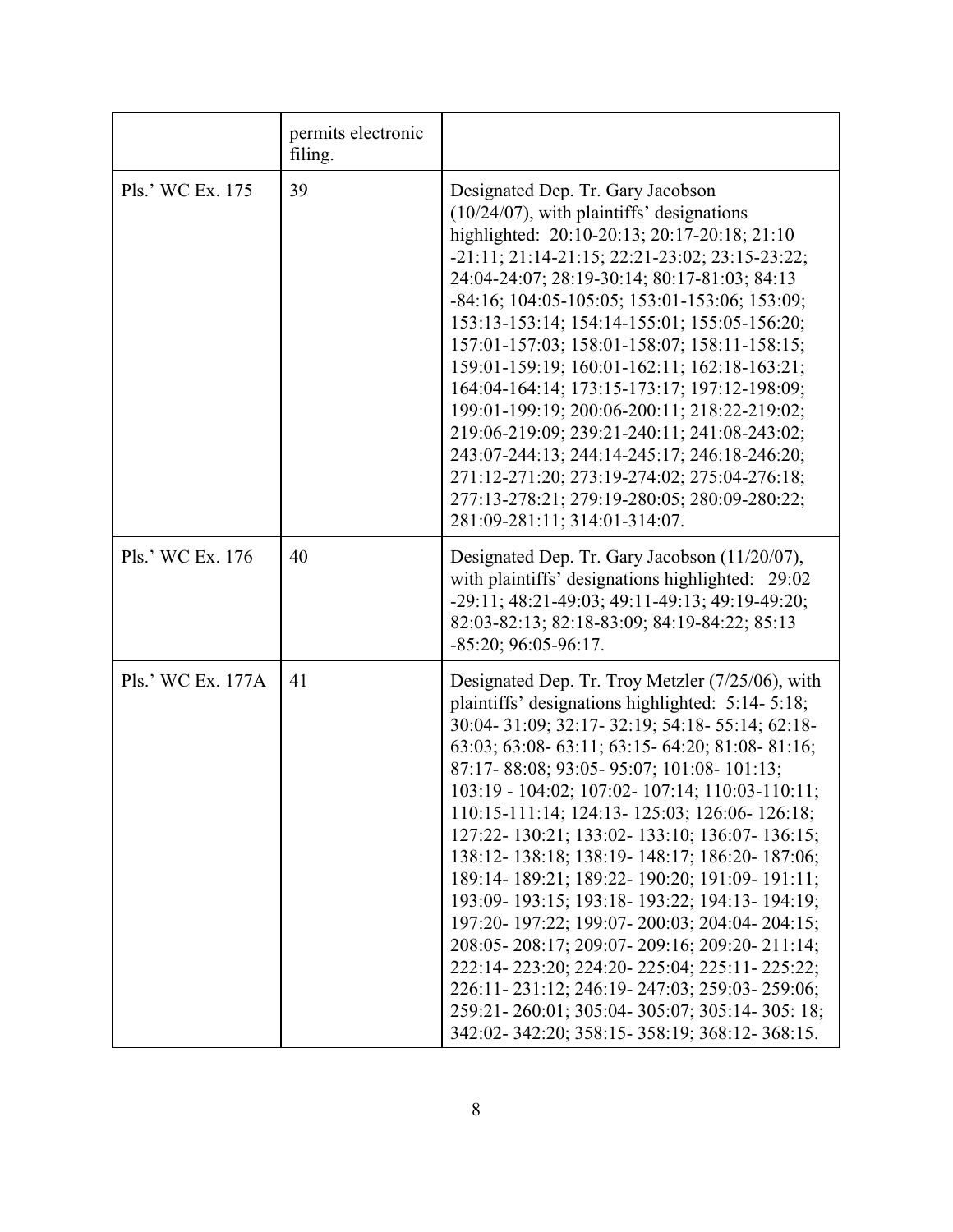| | | |
|---|---|---|
| | permits electronic filing. | |
| Pls.' WC Ex. 175 | 39 | Designated Dep. Tr. Gary Jacobson (10/24/07), with plaintiffs' designations highlighted: 20:10-20:13; 20:17-20:18; 21:10 -21:11; 21:14-21:15; 22:21-23:02; 23:15-23:22; 24:04-24:07; 28:19-30:14; 80:17-81:03; 84:13 -84:16; 104:05-105:05; 153:01-153:06; 153:09; 153:13-153:14; 154:14-155:01; 155:05-156:20; 157:01-157:03; 158:01-158:07; 158:11-158:15; 159:01-159:19; 160:01-162:11; 162:18-163:21; 164:04-164:14; 173:15-173:17; 197:12-198:09; 199:01-199:19; 200:06-200:11; 218:22-219:02; 219:06-219:09; 239:21-240:11; 241:08-243:02; 243:07-244:13; 244:14-245:17; 246:18-246:20; 271:12-271:20; 273:19-274:02; 275:04-276:18; 277:13-278:21; 279:19-280:05; 280:09-280:22; 281:09-281:11; 314:01-314:07. |
| Pls.' WC Ex. 176 | 40 | Designated Dep. Tr. Gary Jacobson (11/20/07), with plaintiffs' designations highlighted: 29:02 -29:11; 48:21-49:03; 49:11-49:13; 49:19-49:20; 82:03-82:13; 82:18-83:09; 84:19-84:22; 85:13 -85:20; 96:05-96:17. |
| Pls.' WC Ex. 177A | 41 | Designated Dep. Tr. Troy Metzler (7/25/06), with plaintiffs' designations highlighted: 5:14- 5:18; 30:04- 31:09; 32:17- 32:19; 54:18- 55:14; 62:18- 63:03; 63:08- 63:11; 63:15- 64:20; 81:08- 81:16; 87:17- 88:08; 93:05- 95:07; 101:08- 101:13; 103:19 - 104:02; 107:02- 107:14; 110:03-110:11; 110:15-111:14; 124:13- 125:03; 126:06- 126:18; 127:22- 130:21; 133:02- 133:10; 136:07- 136:15; 138:12- 138:18; 138:19- 148:17; 186:20- 187:06; 189:14- 189:21; 189:22- 190:20; 191:09- 191:11; 193:09- 193:15; 193:18- 193:22; 194:13- 194:19; 197:20- 197:22; 199:07- 200:03; 204:04- 204:15; 208:05- 208:17; 209:07- 209:16; 209:20- 211:14; 222:14- 223:20; 224:20- 225:04; 225:11- 225:22; 226:11- 231:12; 246:19- 247:03; 259:03- 259:06; 259:21- 260:01; 305:04- 305:07; 305:14- 305: 18; 342:02- 342:20; 358:15- 358:19; 368:12- 368:15. |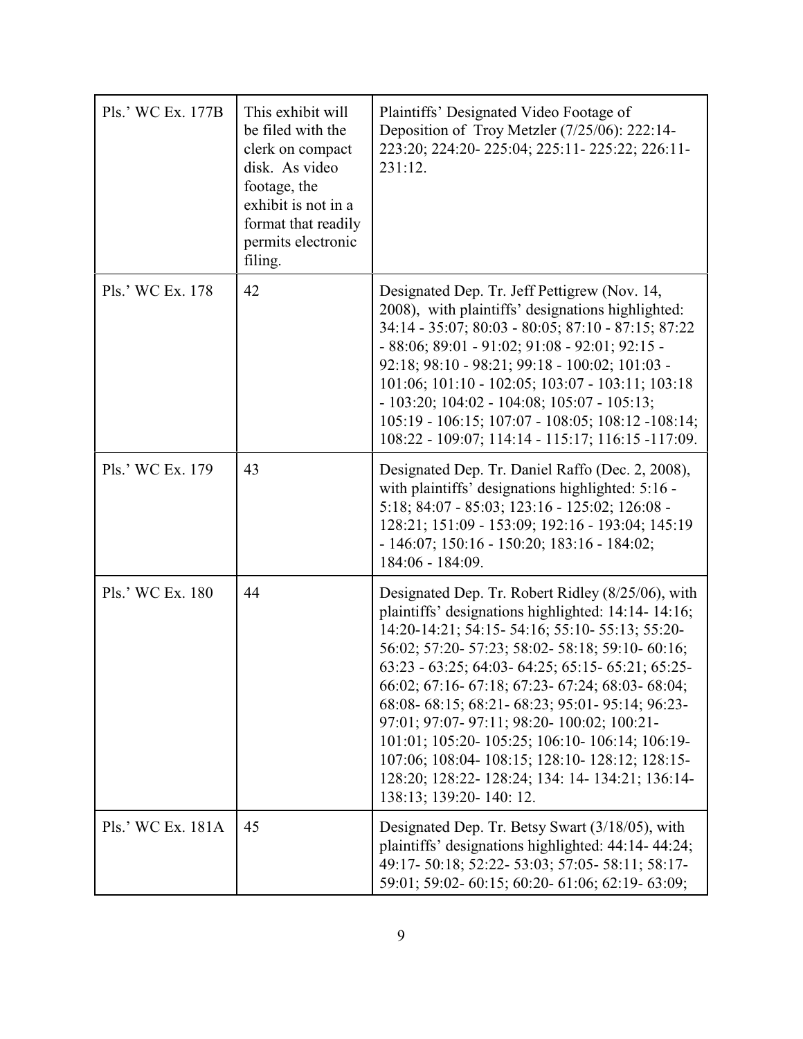| | | |
|---|---|---|
| Pls.' WC Ex. 177B | This exhibit will be filed with the clerk on compact disk. As video footage, the exhibit is not in a format that readily permits electronic filing. | Plaintiffs' Designated Video Footage of Deposition of Troy Metzler (7/25/06): 222:14-223:20; 224:20- 225:04; 225:11- 225:22; 226:11-231:12. |
| Pls.' WC Ex. 178 | 42 | Designated Dep. Tr. Jeff Pettigrew (Nov. 14, 2008), with plaintiffs' designations highlighted: 34:14 - 35:07; 80:03 - 80:05; 87:10 - 87:15; 87:22 - 88:06; 89:01 - 91:02; 91:08 - 92:01; 92:15 - 92:18; 98:10 - 98:21; 99:18 - 100:02; 101:03 - 101:06; 101:10 - 102:05; 103:07 - 103:11; 103:18 - 103:20; 104:02 - 104:08; 105:07 - 105:13; 105:19 - 106:15; 107:07 - 108:05; 108:12 -108:14; 108:22 - 109:07; 114:14 - 115:17; 116:15 -117:09. |
| Pls.' WC Ex. 179 | 43 | Designated Dep. Tr. Daniel Raffo (Dec. 2, 2008), with plaintiffs' designations highlighted: 5:16 - 5:18; 84:07 - 85:03; 123:16 - 125:02; 126:08 - 128:21; 151:09 - 153:09; 192:16 - 193:04; 145:19 - 146:07; 150:16 - 150:20; 183:16 - 184:02; 184:06 - 184:09. |
| Pls.' WC Ex. 180 | 44 | Designated Dep. Tr. Robert Ridley (8/25/06), with plaintiffs' designations highlighted: 14:14- 14:16; 14:20-14:21; 54:15- 54:16; 55:10- 55:13; 55:20-56:02; 57:20- 57:23; 58:02- 58:18; 59:10- 60:16; 63:23 - 63:25; 64:03- 64:25; 65:15- 65:21; 65:25-66:02; 67:16- 67:18; 67:23- 67:24; 68:03- 68:04; 68:08- 68:15; 68:21- 68:23; 95:01- 95:14; 96:23-97:01; 97:07- 97:11; 98:20- 100:02; 100:21-101:01; 105:20- 105:25; 106:10- 106:14; 106:19-107:06; 108:04- 108:15; 128:10- 128:12; 128:15-128:20; 128:22- 128:24; 134: 14- 134:21; 136:14-138:13; 139:20- 140: 12. |
| Pls.' WC Ex. 181A | 45 | Designated Dep. Tr. Betsy Swart (3/18/05), with plaintiffs' designations highlighted: 44:14- 44:24; 49:17- 50:18; 52:22- 53:03; 57:05- 58:11; 58:17-59:01; 59:02- 60:15; 60:20- 61:06; 62:19- 63:09; |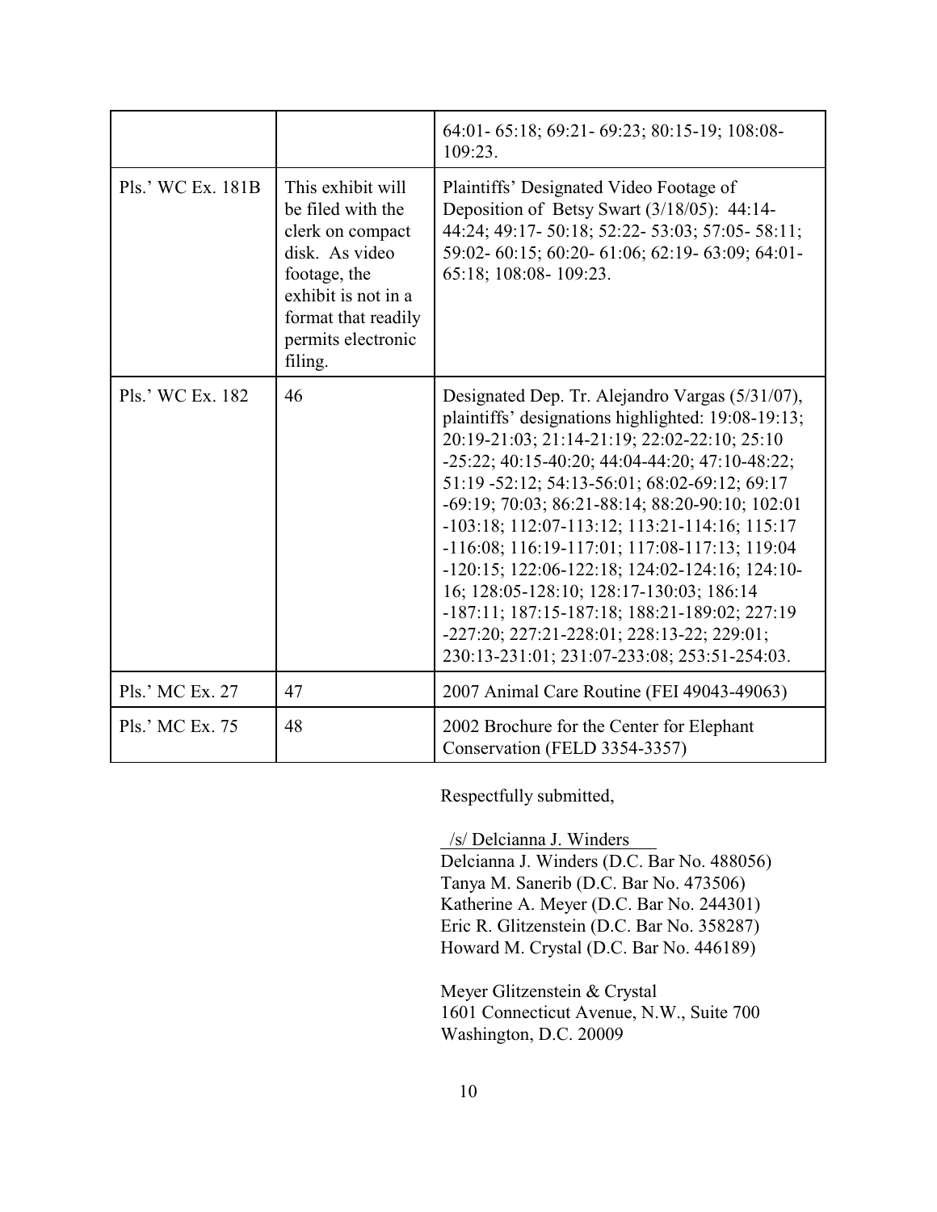| | | |
|---|---|---|
| | | 64:01- 65:18; 69:21- 69:23; 80:15-19; 108:08- 109:23. |
| Pls.' WC Ex. 181B | This exhibit will be filed with the clerk on compact disk. As video footage, the exhibit is not in a format that readily permits electronic filing. | Plaintiffs' Designated Video Footage of Deposition of Betsy Swart (3/18/05): 44:14- 44:24; 49:17- 50:18; 52:22- 53:03; 57:05- 58:11; 59:02- 60:15; 60:20- 61:06; 62:19- 63:09; 64:01- 65:18; 108:08- 109:23. |
| Pls.' WC Ex. 182 | 46 | Designated Dep. Tr. Alejandro Vargas (5/31/07), plaintiffs' designations highlighted: 19:08-19:13; 20:19-21:03; 21:14-21:19; 22:02-22:10; 25:10 -25:22; 40:15-40:20; 44:04-44:20; 47:10-48:22; 51:19 -52:12; 54:13-56:01; 68:02-69:12; 69:17 -69:19; 70:03; 86:21-88:14; 88:20-90:10; 102:01 -103:18; 112:07-113:12; 113:21-114:16; 115:17 -116:08; 116:19-117:01; 117:08-117:13; 119:04 -120:15; 122:06-122:18; 124:02-124:16; 124:10- 16; 128:05-128:10; 128:17-130:03; 186:14 -187:11; 187:15-187:18; 188:21-189:02; 227:19 -227:20; 227:21-228:01; 228:13-22; 229:01; 230:13-231:01; 231:07-233:08; 253:51-254:03. |
| Pls.' MC Ex. 27 | 47 | 2007 Animal Care Routine (FEI 49043-49063) |
| Pls.' MC Ex. 75 | 48 | 2002 Brochure for the Center for Elephant Conservation (FELD 3354-3357) |

Respectfully submitted,

/s/ Delcianna J. Winders
Delcianna J. Winders (D.C. Bar No. 488056)
Tanya M. Sanerib (D.C. Bar No. 473506)
Katherine A. Meyer (D.C. Bar No. 244301)
Eric R. Glitzenstein (D.C. Bar No. 358287)
Howard M. Crystal (D.C. Bar No. 446189)

Meyer Glitzenstein & Crystal
1601 Connecticut Avenue, N.W., Suite 700
Washington, D.C. 20009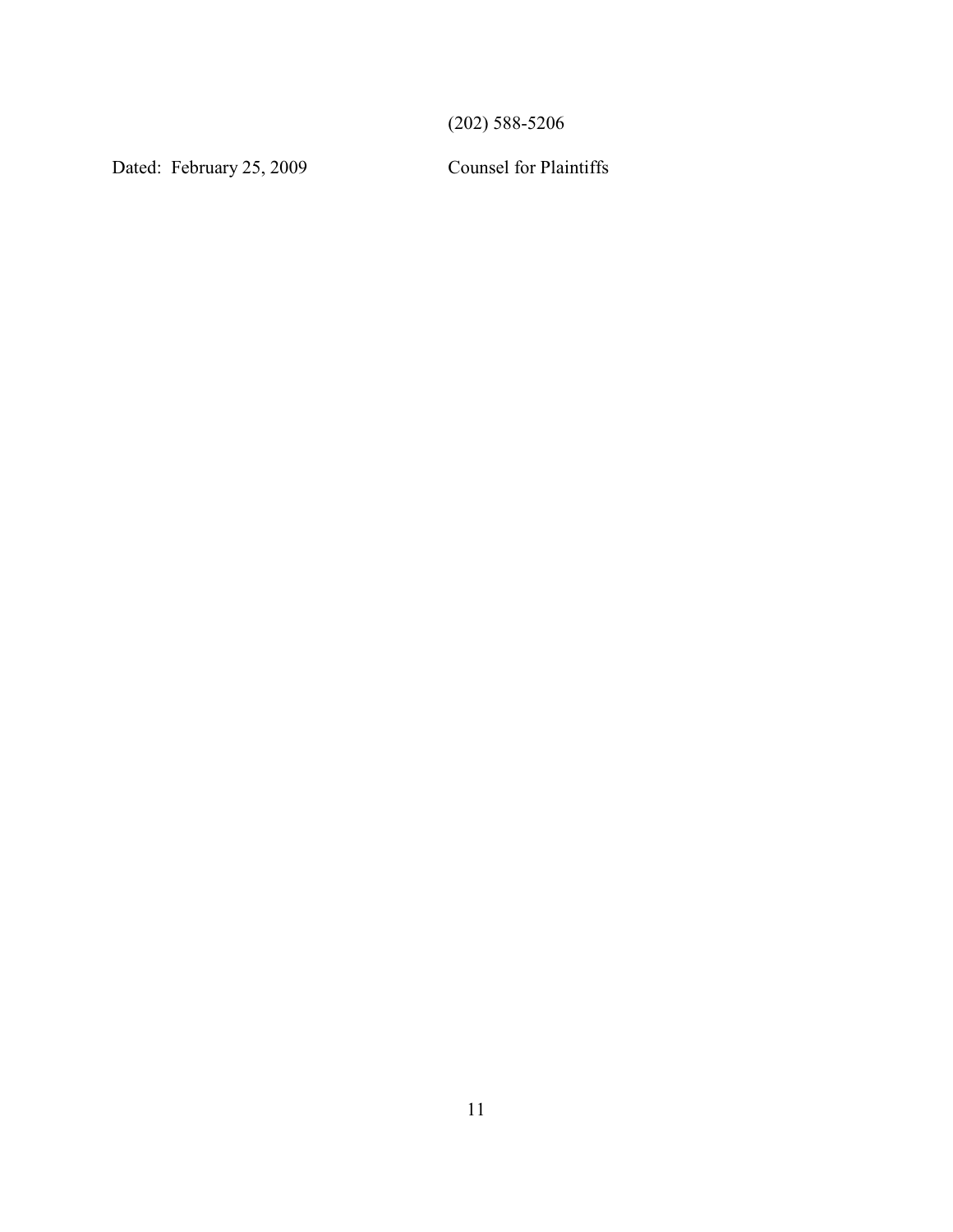(202) 588-5206

Dated: February 25, 2009 Counsel for Plaintiffs